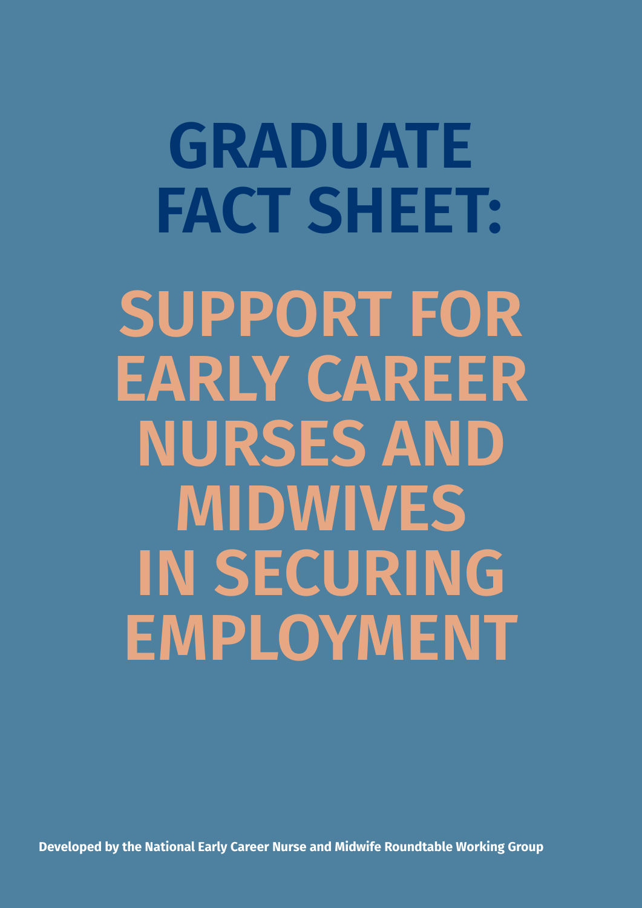# GRADUATE FACT SHEET:

# SUPPORT FOR EARLY CAREER NURSES AND MIDWIVES IN SECURING EMPLOYMENT

**Developed by the National Early Career Nurse and Midwife Roundtable Working Group**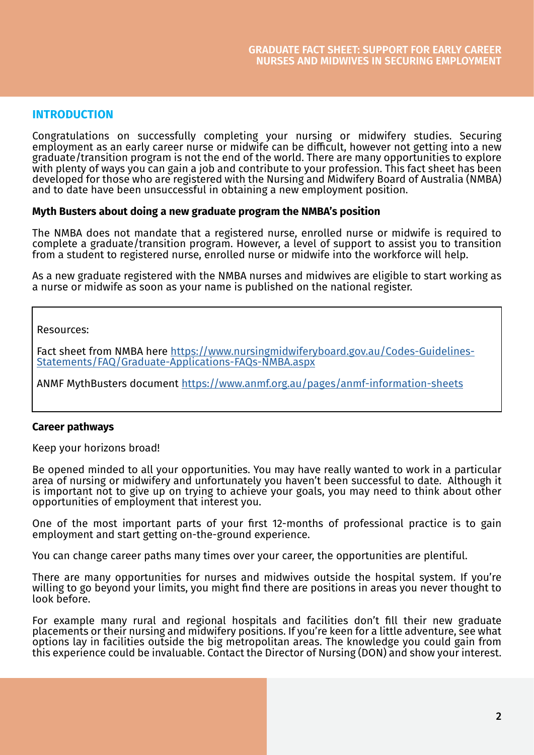## INTRODUCTION

Congratulations on successfully completing your nursing or midwifery studies. Securing employment as an early career nurse or midwife can be difficult, however not getting into a new graduate/transition program is not the end of the world. There are many opportunities to explore with plenty of ways you can gain a job and contribute to your profession. This fact sheet has been developed for those who are registered with the Nursing and Midwifery Board of Australia (NMBA) and to date have been unsuccessful in obtaining a new employment position.

**Myth Busters about doing a new graduate program the NMBA's position**

The NMBA does not mandate that a registered nurse, enrolled nurse or midwife is required to complete a graduate/transition program. However, a level of support to assist you to transition from a student to registered nurse, enrolled nurse or midwife into the workforce will help.

As a new graduate registered with the NMBA nurses and midwives are eligible to start working as a nurse or midwife as soon as your name is published on the national register.

> Resources:
>
> Fact sheet from NMBA here [https://www.nursingmidwiferyboard.gov.au/Codes-Guidelines-Statements/FAQ/Graduate-Applications-FAQs-NMBA.aspx](https://www.nursingmidwiferyboard.gov.au/Codes-Guidelines-Statements/FAQ/Graduate-Applications-FAQs-NMBA.aspx)
>
> ANMF MythBusters document [https://www.anmf.org.au/pages/anmf-information-sheets](https://www.anmf.org.au/pages/anmf-information-sheets)

**Career pathways**

Keep your horizons broad!

Be opened minded to all your opportunities. You may have really wanted to work in a particular area of nursing or midwifery and unfortunately you haven't been successful to date. Although it is important not to give up on trying to achieve your goals, you may need to think about other opportunities of employment that interest you.

One of the most important parts of your first 12-months of professional practice is to gain employment and start getting on-the-ground experience.

You can change career paths many times over your career, the opportunities are plentiful.

There are many opportunities for nurses and midwives outside the hospital system. If you're willing to go beyond your limits, you might find there are positions in areas you never thought to look before.

For example many rural and regional hospitals and facilities don't fill their new graduate placements or their nursing and midwifery positions. If you're keen for a little adventure, see what options lay in facilities outside the big metropolitan areas. The knowledge you could gain from this experience could be invaluable. Contact the Director of Nursing (DON) and show your interest.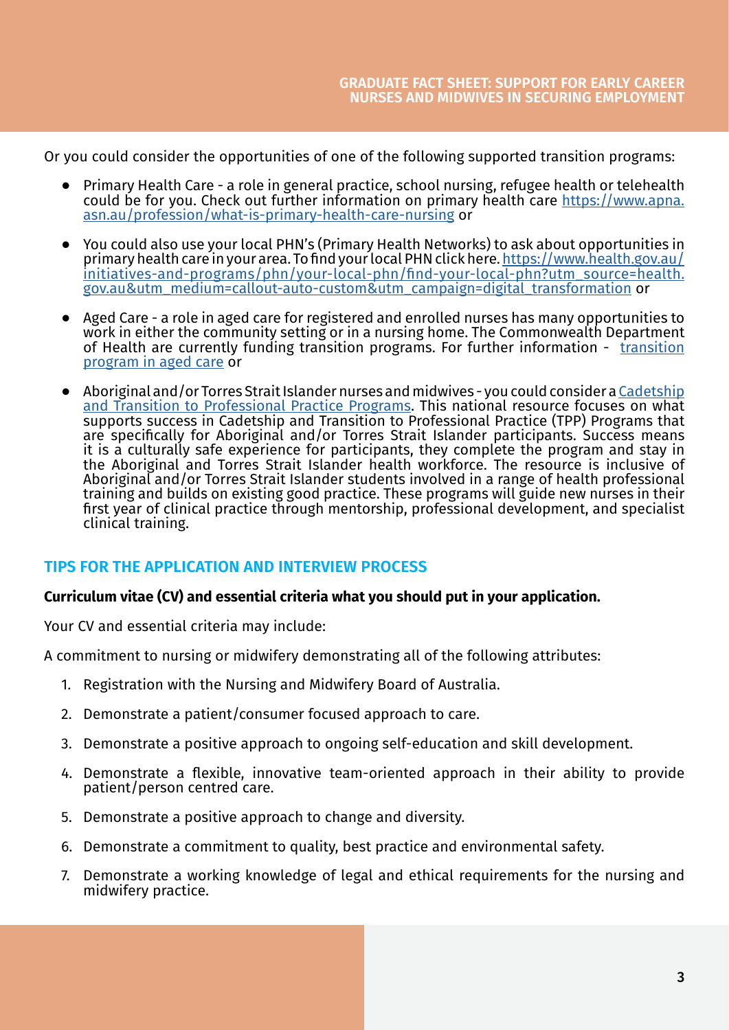Or you could consider the opportunities of one of the following supported transition programs:

- Primary Health Care - a role in general practice, school nursing, refugee health or telehealth could be for you. Check out further information on primary health care https://www.apna.asn.au/profession/what-is-primary-health-care-nursing or

- You could also use your local PHN's (Primary Health Networks) to ask about opportunities in primary health care in your area. To find your local PHN click here. https://www.health.gov.au/initiatives-and-programs/phn/your-local-phn/find-your-local-phn?utm_source=health.gov.au&utm_medium=callout-auto-custom&utm_campaign=digital_transformation or

- Aged Care - a role in aged care for registered and enrolled nurses has many opportunities to work in either the community setting or in a nursing home. The Commonwealth Department of Health are currently funding transition programs. For further information - transition program in aged care or

- Aboriginal and/or Torres Strait Islander nurses and midwives - you could consider a Cadetship and Transition to Professional Practice Programs. This national resource focuses on what supports success in Cadetship and Transition to Professional Practice (TPP) Programs that are specifically for Aboriginal and/or Torres Strait Islander participants. Success means it is a culturally safe experience for participants, they complete the program and stay in the Aboriginal and Torres Strait Islander health workforce. The resource is inclusive of Aboriginal and/or Torres Strait Islander students involved in a range of health professional training and builds on existing good practice. These programs will guide new nurses in their first year of clinical practice through mentorship, professional development, and specialist clinical training.

## TIPS FOR THE APPLICATION AND INTERVIEW PROCESS

**Curriculum vitae (CV) and essential criteria what you should put in your application.**

Your CV and essential criteria may include:

A commitment to nursing or midwifery demonstrating all of the following attributes:

1. Registration with the Nursing and Midwifery Board of Australia.
2. Demonstrate a patient/consumer focused approach to care.
3. Demonstrate a positive approach to ongoing self-education and skill development.
4. Demonstrate a flexible, innovative team-oriented approach in their ability to provide patient/person centred care.
5. Demonstrate a positive approach to change and diversity.
6. Demonstrate a commitment to quality, best practice and environmental safety.
7. Demonstrate a working knowledge of legal and ethical requirements for the nursing and midwifery practice.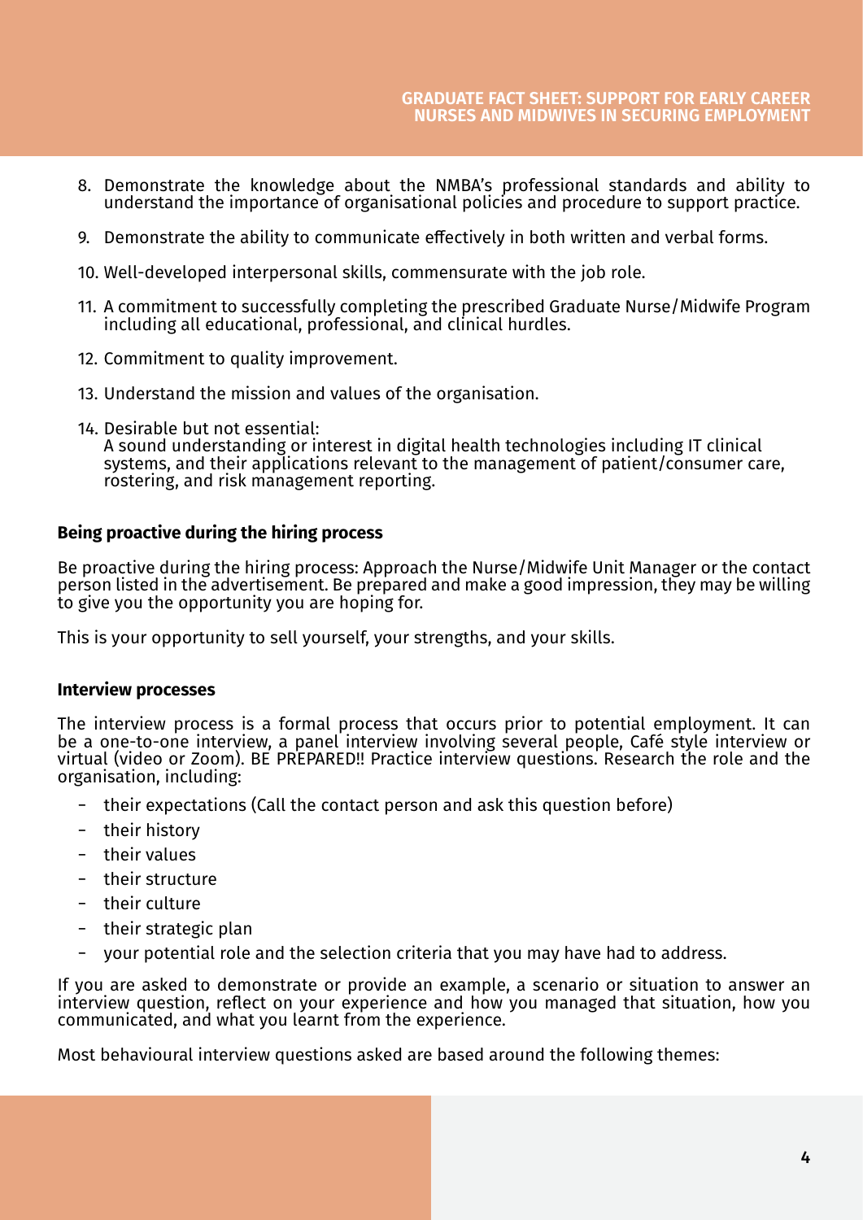8. Demonstrate the knowledge about the NMBA's professional standards and ability to understand the importance of organisational policies and procedure to support practice.
9. Demonstrate the ability to communicate effectively in both written and verbal forms.
10. Well-developed interpersonal skills, commensurate with the job role.
11. A commitment to successfully completing the prescribed Graduate Nurse/Midwife Program including all educational, professional, and clinical hurdles.
12. Commitment to quality improvement.
13. Understand the mission and values of the organisation.
14. Desirable but not essential:
    A sound understanding or interest in digital health technologies including IT clinical systems, and their applications relevant to the management of patient/consumer care, rostering, and risk management reporting.

**Being proactive during the hiring process**

Be proactive during the hiring process: Approach the Nurse/Midwife Unit Manager or the contact person listed in the advertisement. Be prepared and make a good impression, they may be willing to give you the opportunity you are hoping for.

This is your opportunity to sell yourself, your strengths, and your skills.

**Interview processes**

The interview process is a formal process that occurs prior to potential employment. It can be a one-to-one interview, a panel interview involving several people, Café style interview or virtual (video or Zoom). BE PREPARED!! Practice interview questions. Research the role and the organisation, including:

- their expectations (Call the contact person and ask this question before)
- their history
- their values
- their structure
- their culture
- their strategic plan
- your potential role and the selection criteria that you may have had to address.

If you are asked to demonstrate or provide an example, a scenario or situation to answer an interview question, reflect on your experience and how you managed that situation, how you communicated, and what you learnt from the experience.

Most behavioural interview questions asked are based around the following themes: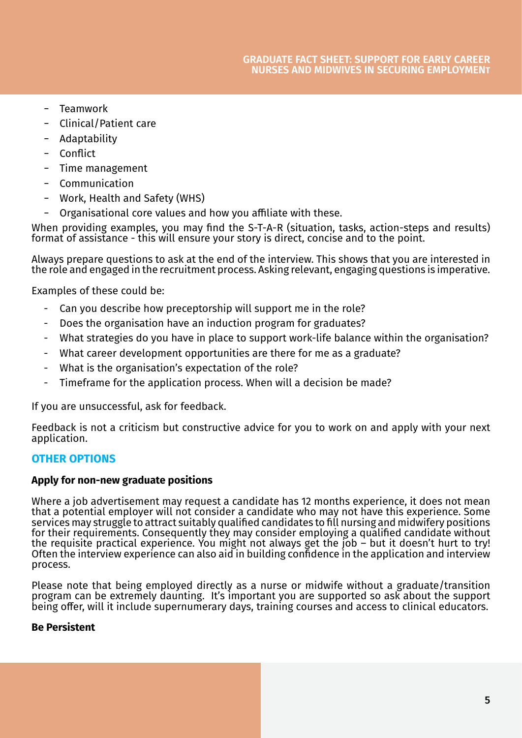- Teamwork
- Clinical/Patient care
- Adaptability
- Conflict
- Time management
- Communication
- Work, Health and Safety (WHS)
- Organisational core values and how you affiliate with these.

When providing examples, you may find the S-T-A-R (situation, tasks, action-steps and results) format of assistance - this will ensure your story is direct, concise and to the point.

Always prepare questions to ask at the end of the interview. This shows that you are interested in the role and engaged in the recruitment process. Asking relevant, engaging questions is imperative.

Examples of these could be:

- Can you describe how preceptorship will support me in the role?
- Does the organisation have an induction program for graduates?
- What strategies do you have in place to support work-life balance within the organisation?
- What career development opportunities are there for me as a graduate?
- What is the organisation's expectation of the role?
- Timeframe for the application process. When will a decision be made?

If you are unsuccessful, ask for feedback.

Feedback is not a criticism but constructive advice for you to work on and apply with your next application.

## OTHER OPTIONS

### Apply for non-new graduate positions

Where a job advertisement may request a candidate has 12 months experience, it does not mean that a potential employer will not consider a candidate who may not have this experience. Some services may struggle to attract suitably qualified candidates to fill nursing and midwifery positions for their requirements. Consequently they may consider employing a qualified candidate without the requisite practical experience. You might not always get the job – but it doesn't hurt to try! Often the interview experience can also aid in building confidence in the application and interview process.

Please note that being employed directly as a nurse or midwife without a graduate/transition program can be extremely daunting. It's important you are supported so ask about the support being offer, will it include supernumerary days, training courses and access to clinical educators.

### Be Persistent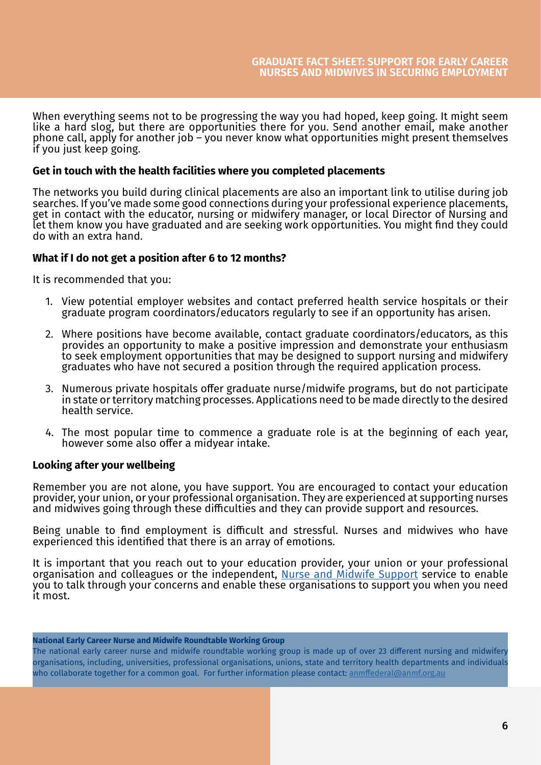When everything seems not to be progressing the way you had hoped, keep going. It might seem like a hard slog, but there are opportunities there for you. Send another email, make another phone call, apply for another job – you never know what opportunities might present themselves if you just keep going.

### Get in touch with the health facilities where you completed placements

The networks you build during clinical placements are also an important link to utilise during job searches. If you've made some good connections during your professional experience placements, get in contact with the educator, nursing or midwifery manager, or local Director of Nursing and let them know you have graduated and are seeking work opportunities. You might find they could do with an extra hand.

### What if I do not get a position after 6 to 12 months?

It is recommended that you:

1. View potential employer websites and contact preferred health service hospitals or their graduate program coordinators/educators regularly to see if an opportunity has arisen.
2. Where positions have become available, contact graduate coordinators/educators, as this provides an opportunity to make a positive impression and demonstrate your enthusiasm to seek employment opportunities that may be designed to support nursing and midwifery graduates who have not secured a position through the required application process.
3. Numerous private hospitals offer graduate nurse/midwife programs, but do not participate in state or territory matching processes. Applications need to be made directly to the desired health service.
4. The most popular time to commence a graduate role is at the beginning of each year, however some also offer a midyear intake.

### Looking after your wellbeing

Remember you are not alone, you have support. You are encouraged to contact your education provider, your union, or your professional organisation. They are experienced at supporting nurses and midwives going through these difficulties and they can provide support and resources.

Being unable to find employment is difficult and stressful. Nurses and midwives who have experienced this identified that there is an array of emotions.

It is important that you reach out to your education provider, your union or your professional organisation and colleagues or the independent, Nurse and Midwife Support service to enable you to talk through your concerns and enable these organisations to support you when you need it most.

**National Early Career Nurse and Midwife Roundtable Working Group**

The national early career nurse and midwife roundtable working group is made up of over 23 different nursing and midwifery organisations, including, universities, professional organisations, unions, state and territory health departments and individuals who collaborate together for a common goal. For further information please contact: anmffederal@anmf.org.au